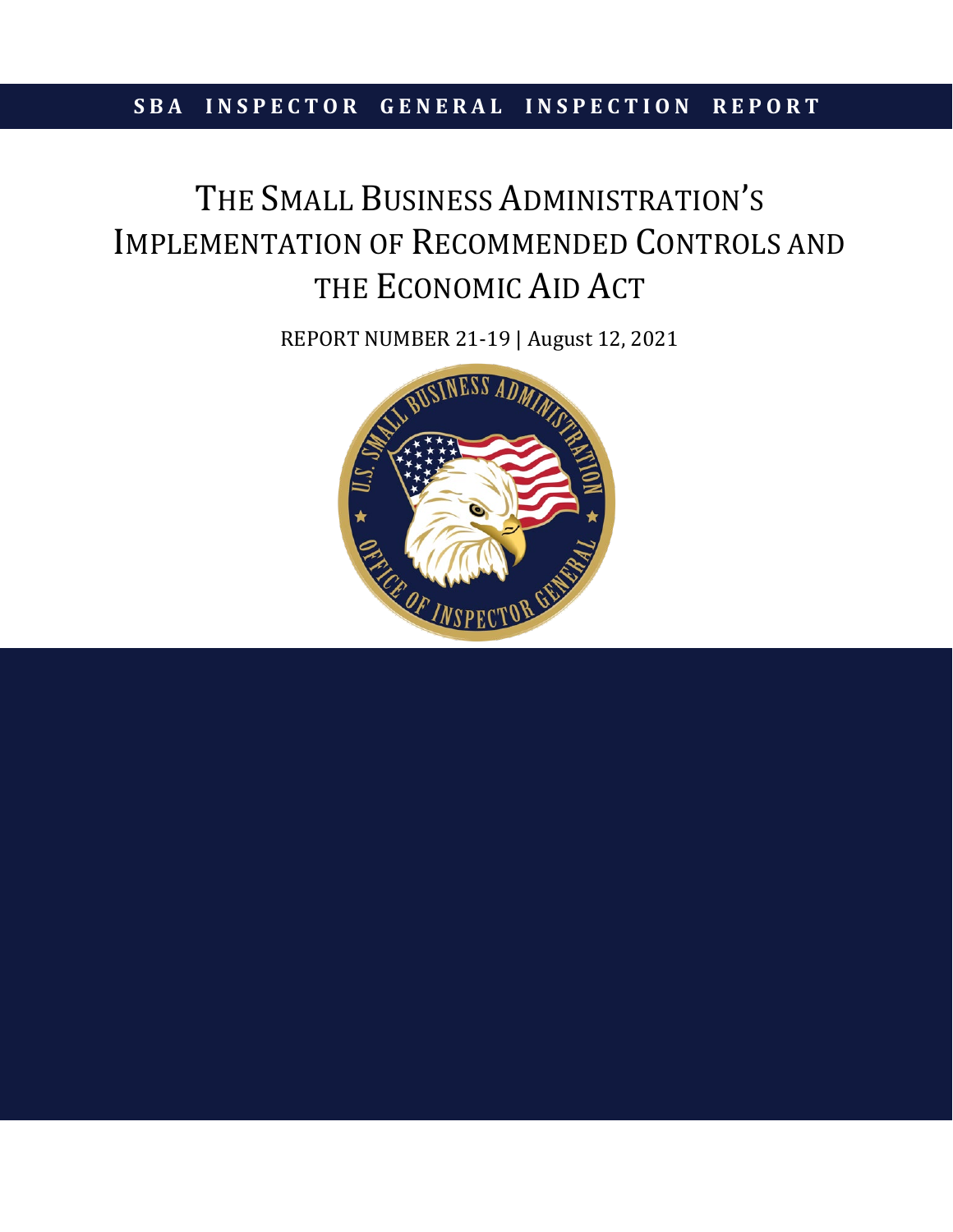**SBA INSPECTOR GENERAL INSPECTION REPORT**

# The Small Business Administration's Implementation of Recommended Controls and the Economic Aid Act

REPORT NUMBER 21-19 | August 12, 2021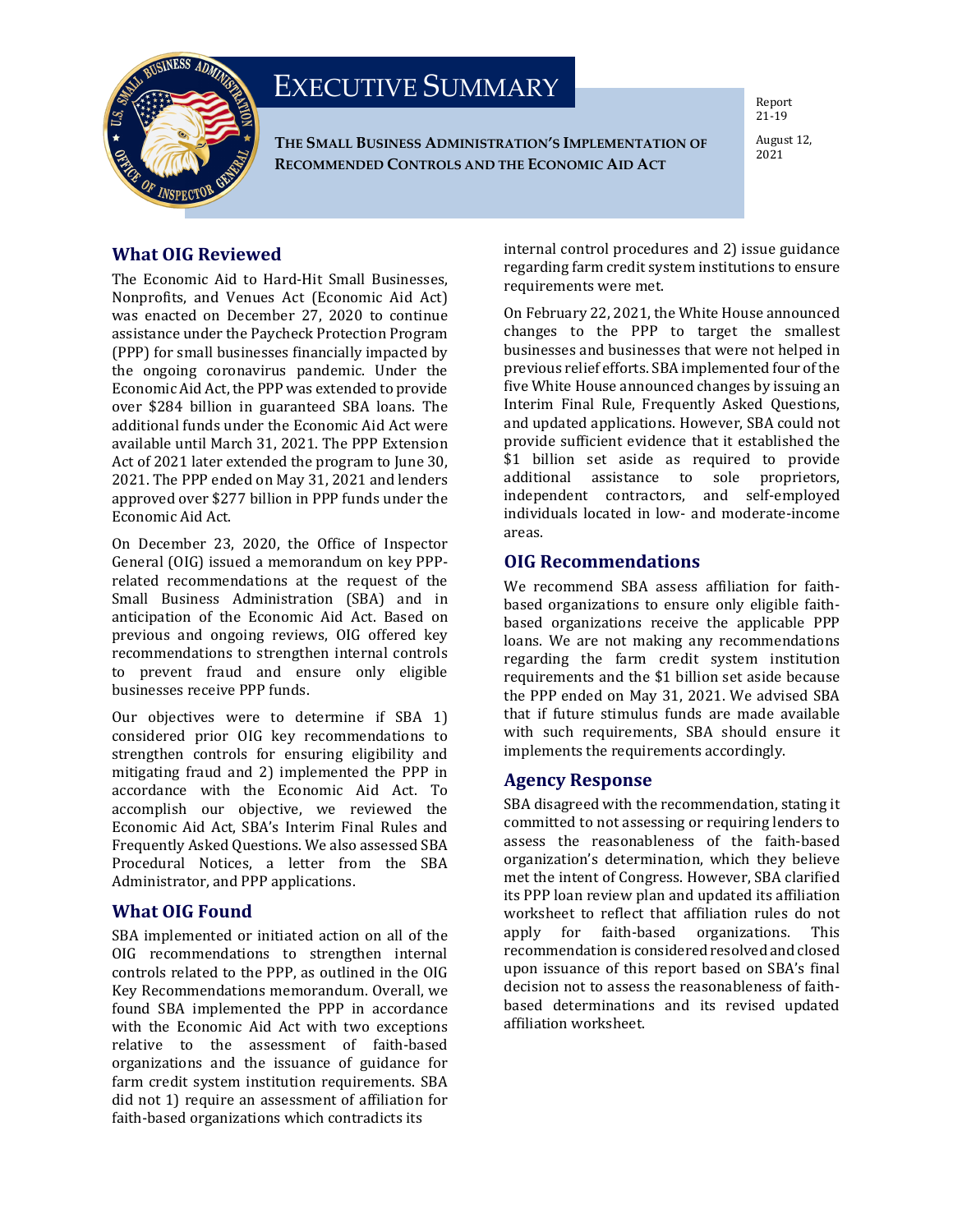# EXECUTIVE SUMMARY

**THE SMALL BUSINESS ADMINISTRATION'S IMPLEMENTATION OF RECOMMENDED CONTROLS AND THE ECONOMIC AID ACT**

Report 21-19

August 12, 2021

## What OIG Reviewed

The Economic Aid to Hard-Hit Small Businesses, Nonprofits, and Venues Act (Economic Aid Act) was enacted on December 27, 2020 to continue assistance under the Paycheck Protection Program (PPP) for small businesses financially impacted by the ongoing coronavirus pandemic. Under the Economic Aid Act, the PPP was extended to provide over $284 billion in guaranteed SBA loans. The additional funds under the Economic Aid Act were available until March 31, 2021. The PPP Extension Act of 2021 later extended the program to June 30, 2021. The PPP ended on May 31, 2021 and lenders approved over $277 billion in PPP funds under the Economic Aid Act.

On December 23, 2020, the Office of Inspector General (OIG) issued a memorandum on key PPP-related recommendations at the request of the Small Business Administration (SBA) and in anticipation of the Economic Aid Act. Based on previous and ongoing reviews, OIG offered key recommendations to strengthen internal controls to prevent fraud and ensure only eligible businesses receive PPP funds.

Our objectives were to determine if SBA 1) considered prior OIG key recommendations to strengthen controls for ensuring eligibility and mitigating fraud and 2) implemented the PPP in accordance with the Economic Aid Act. To accomplish our objective, we reviewed the Economic Aid Act, SBA's Interim Final Rules and Frequently Asked Questions. We also assessed SBA Procedural Notices, a letter from the SBA Administrator, and PPP applications.

## What OIG Found

SBA implemented or initiated action on all of the OIG recommendations to strengthen internal controls related to the PPP, as outlined in the OIG Key Recommendations memorandum. Overall, we found SBA implemented the PPP in accordance with the Economic Aid Act with two exceptions relative to the assessment of faith-based organizations and the issuance of guidance for farm credit system institution requirements. SBA did not 1) require an assessment of affiliation for faith-based organizations which contradicts its internal control procedures and 2) issue guidance regarding farm credit system institutions to ensure requirements were met.

On February 22, 2021, the White House announced changes to the PPP to target the smallest businesses and businesses that were not helped in previous relief efforts. SBA implemented four of the five White House announced changes by issuing an Interim Final Rule, Frequently Asked Questions, and updated applications. However, SBA could not provide sufficient evidence that it established the $1 billion set aside as required to provide additional assistance to sole proprietors, independent contractors, and self-employed individuals located in low- and moderate-income areas.

## OIG Recommendations

We recommend SBA assess affiliation for faith-based organizations to ensure only eligible faith-based organizations receive the applicable PPP loans. We are not making any recommendations regarding the farm credit system institution requirements and the $1 billion set aside because the PPP ended on May 31, 2021. We advised SBA that if future stimulus funds are made available with such requirements, SBA should ensure it implements the requirements accordingly.

## Agency Response

SBA disagreed with the recommendation, stating it committed to not assessing or requiring lenders to assess the reasonableness of the faith-based organization's determination, which they believe met the intent of Congress. However, SBA clarified its PPP loan review plan and updated its affiliation worksheet to reflect that affiliation rules do not apply for faith-based organizations. This recommendation is considered resolved and closed upon issuance of this report based on SBA's final decision not to assess the reasonableness of faith-based determinations and its revised updated affiliation worksheet.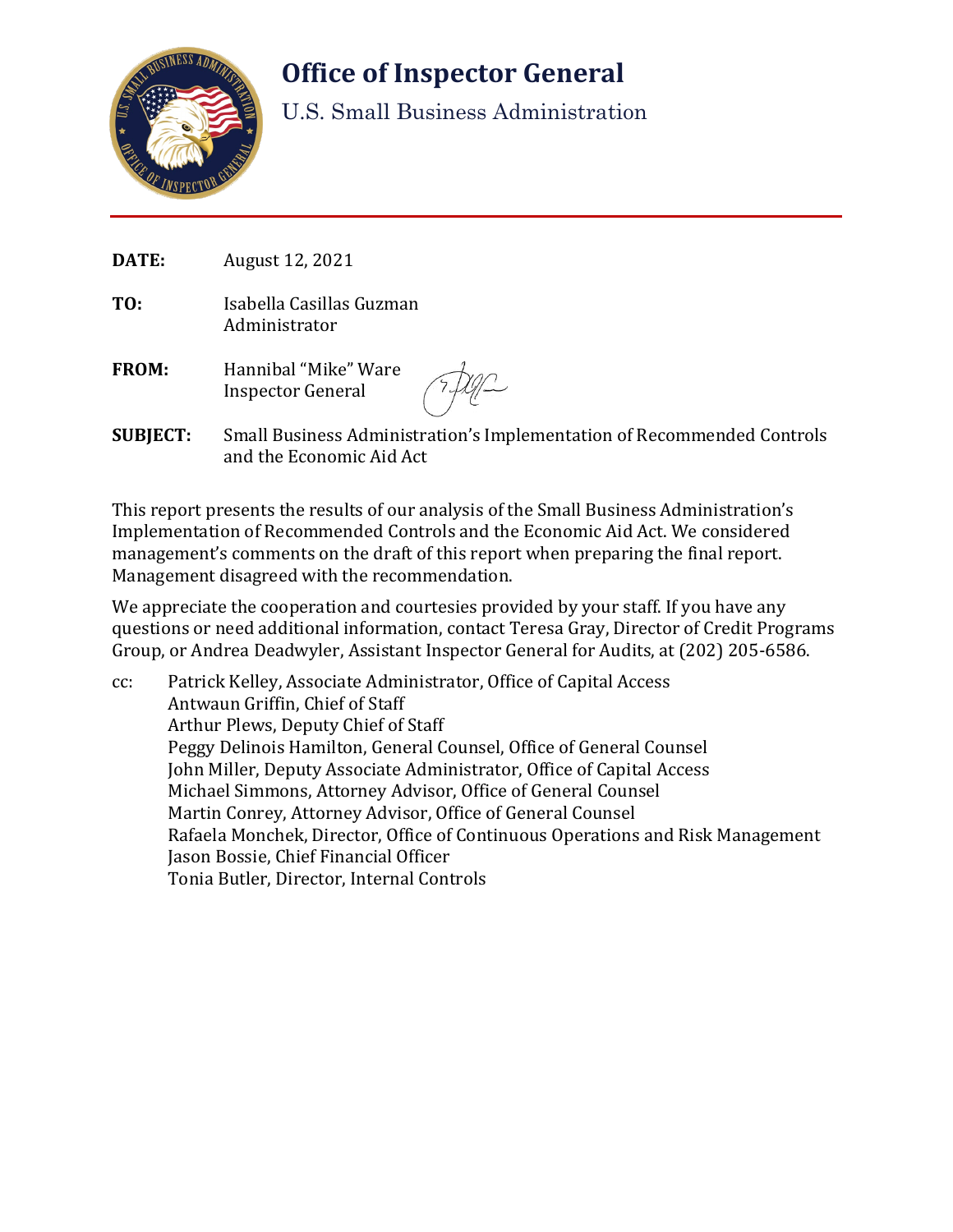# Office of Inspector General

U.S. Small Business Administration

**DATE:** August 12, 2021

**TO:** Isabella Casillas Guzman
Administrator

**FROM:** Hannibal "Mike" Ware
Inspector General

**SUBJECT:** Small Business Administration's Implementation of Recommended Controls and the Economic Aid Act

This report presents the results of our analysis of the Small Business Administration's Implementation of Recommended Controls and the Economic Aid Act. We considered management's comments on the draft of this report when preparing the final report. Management disagreed with the recommendation.

We appreciate the cooperation and courtesies provided by your staff. If you have any questions or need additional information, contact Teresa Gray, Director of Credit Programs Group, or Andrea Deadwyler, Assistant Inspector General for Audits, at (202) 205-6586.

cc: Patrick Kelley, Associate Administrator, Office of Capital Access
Antwaun Griffin, Chief of Staff
Arthur Plews, Deputy Chief of Staff
Peggy Delinois Hamilton, General Counsel, Office of General Counsel
John Miller, Deputy Associate Administrator, Office of Capital Access
Michael Simmons, Attorney Advisor, Office of General Counsel
Martin Conrey, Attorney Advisor, Office of General Counsel
Rafaela Monchek, Director, Office of Continuous Operations and Risk Management
Jason Bossie, Chief Financial Officer
Tonia Butler, Director, Internal Controls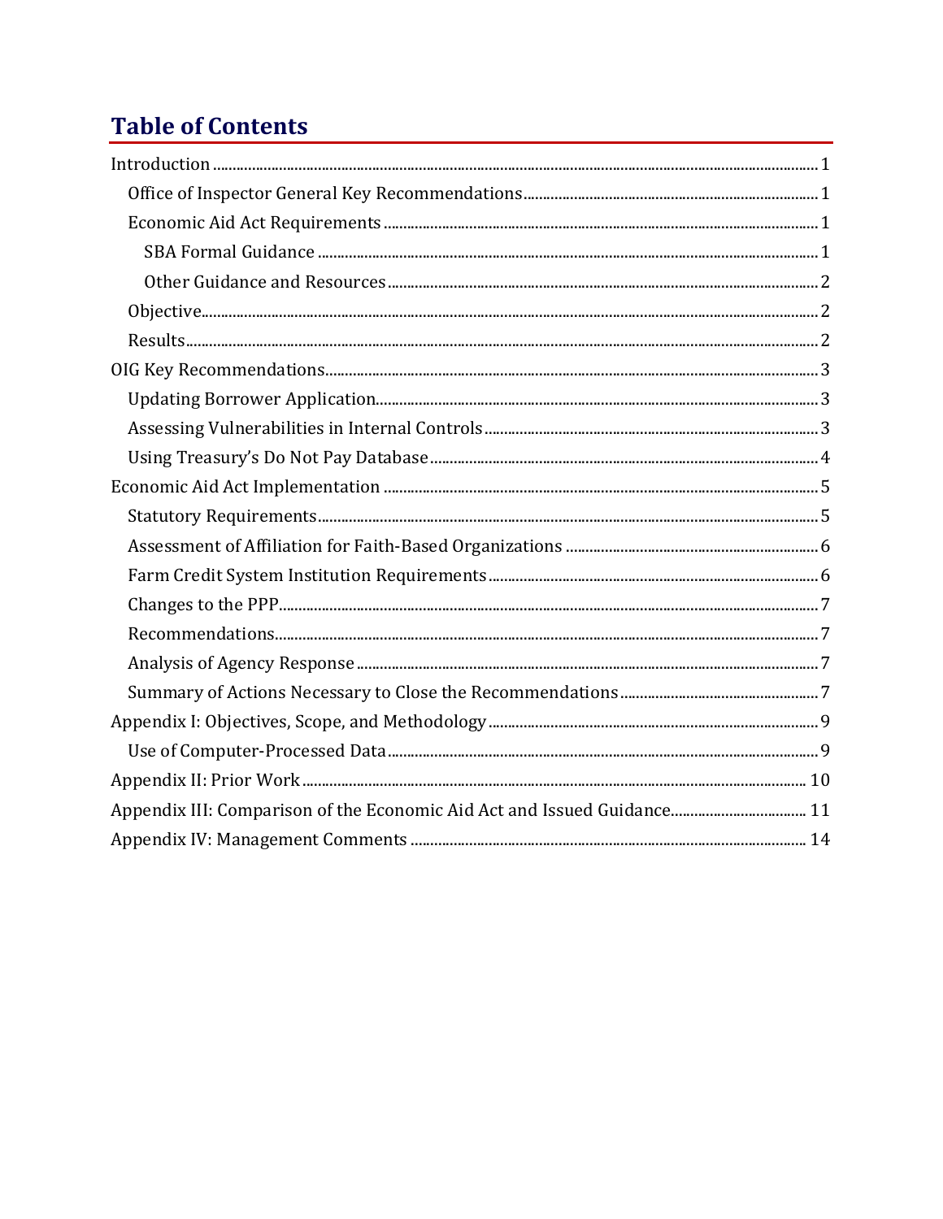# Table of Contents

- Introduction ........ 1
  - Office of Inspector General Key Recommendations ........ 1
  - Economic Aid Act Requirements ........ 1
    - SBA Formal Guidance ........ 1
    - Other Guidance and Resources ........ 2
  - Objective ........ 2
  - Results ........ 2
- OIG Key Recommendations ........ 3
  - Updating Borrower Application ........ 3
  - Assessing Vulnerabilities in Internal Controls ........ 3
  - Using Treasury's Do Not Pay Database ........ 4
- Economic Aid Act Implementation ........ 5
  - Statutory Requirements ........ 5
  - Assessment of Affiliation for Faith-Based Organizations ........ 6
  - Farm Credit System Institution Requirements ........ 6
  - Changes to the PPP ........ 7
  - Recommendations ........ 7
  - Analysis of Agency Response ........ 7
  - Summary of Actions Necessary to Close the Recommendations ........ 7
- Appendix I: Objectives, Scope, and Methodology ........ 9
  - Use of Computer-Processed Data ........ 9
- Appendix II: Prior Work ........ 10
- Appendix III: Comparison of the Economic Aid Act and Issued Guidance ........ 11
- Appendix IV: Management Comments ........ 14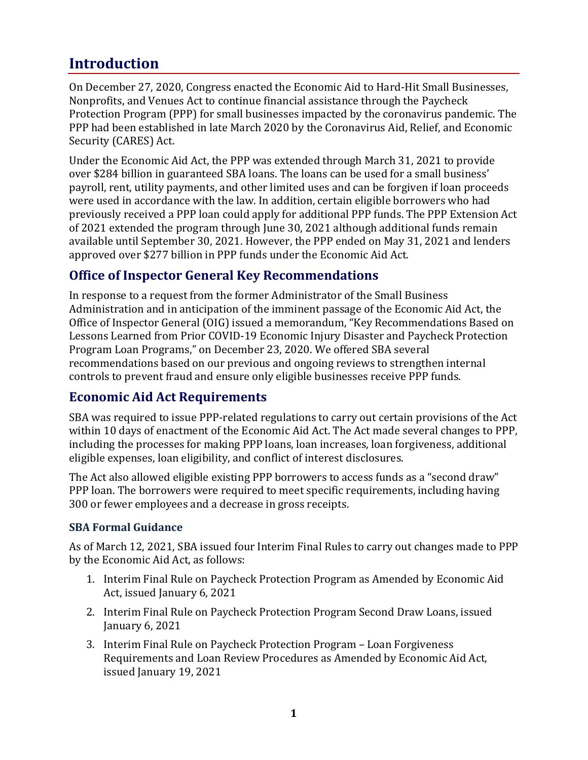# Introduction

On December 27, 2020, Congress enacted the Economic Aid to Hard-Hit Small Businesses, Nonprofits, and Venues Act to continue financial assistance through the Paycheck Protection Program (PPP) for small businesses impacted by the coronavirus pandemic. The PPP had been established in late March 2020 by the Coronavirus Aid, Relief, and Economic Security (CARES) Act.

Under the Economic Aid Act, the PPP was extended through March 31, 2021 to provide over $284 billion in guaranteed SBA loans. The loans can be used for a small business' payroll, rent, utility payments, and other limited uses and can be forgiven if loan proceeds were used in accordance with the law. In addition, certain eligible borrowers who had previously received a PPP loan could apply for additional PPP funds. The PPP Extension Act of 2021 extended the program through June 30, 2021 although additional funds remain available until September 30, 2021. However, the PPP ended on May 31, 2021 and lenders approved over $277 billion in PPP funds under the Economic Aid Act.

## Office of Inspector General Key Recommendations

In response to a request from the former Administrator of the Small Business Administration and in anticipation of the imminent passage of the Economic Aid Act, the Office of Inspector General (OIG) issued a memorandum, "Key Recommendations Based on Lessons Learned from Prior COVID-19 Economic Injury Disaster and Paycheck Protection Program Loan Programs," on December 23, 2020. We offered SBA several recommendations based on our previous and ongoing reviews to strengthen internal controls to prevent fraud and ensure only eligible businesses receive PPP funds.

## Economic Aid Act Requirements

SBA was required to issue PPP-related regulations to carry out certain provisions of the Act within 10 days of enactment of the Economic Aid Act. The Act made several changes to PPP, including the processes for making PPP loans, loan increases, loan forgiveness, additional eligible expenses, loan eligibility, and conflict of interest disclosures.

The Act also allowed eligible existing PPP borrowers to access funds as a "second draw" PPP loan. The borrowers were required to meet specific requirements, including having 300 or fewer employees and a decrease in gross receipts.

### SBA Formal Guidance

As of March 12, 2021, SBA issued four Interim Final Rules to carry out changes made to PPP by the Economic Aid Act, as follows:

1. Interim Final Rule on Paycheck Protection Program as Amended by Economic Aid Act, issued January 6, 2021
2. Interim Final Rule on Paycheck Protection Program Second Draw Loans, issued January 6, 2021
3. Interim Final Rule on Paycheck Protection Program – Loan Forgiveness Requirements and Loan Review Procedures as Amended by Economic Aid Act, issued January 19, 2021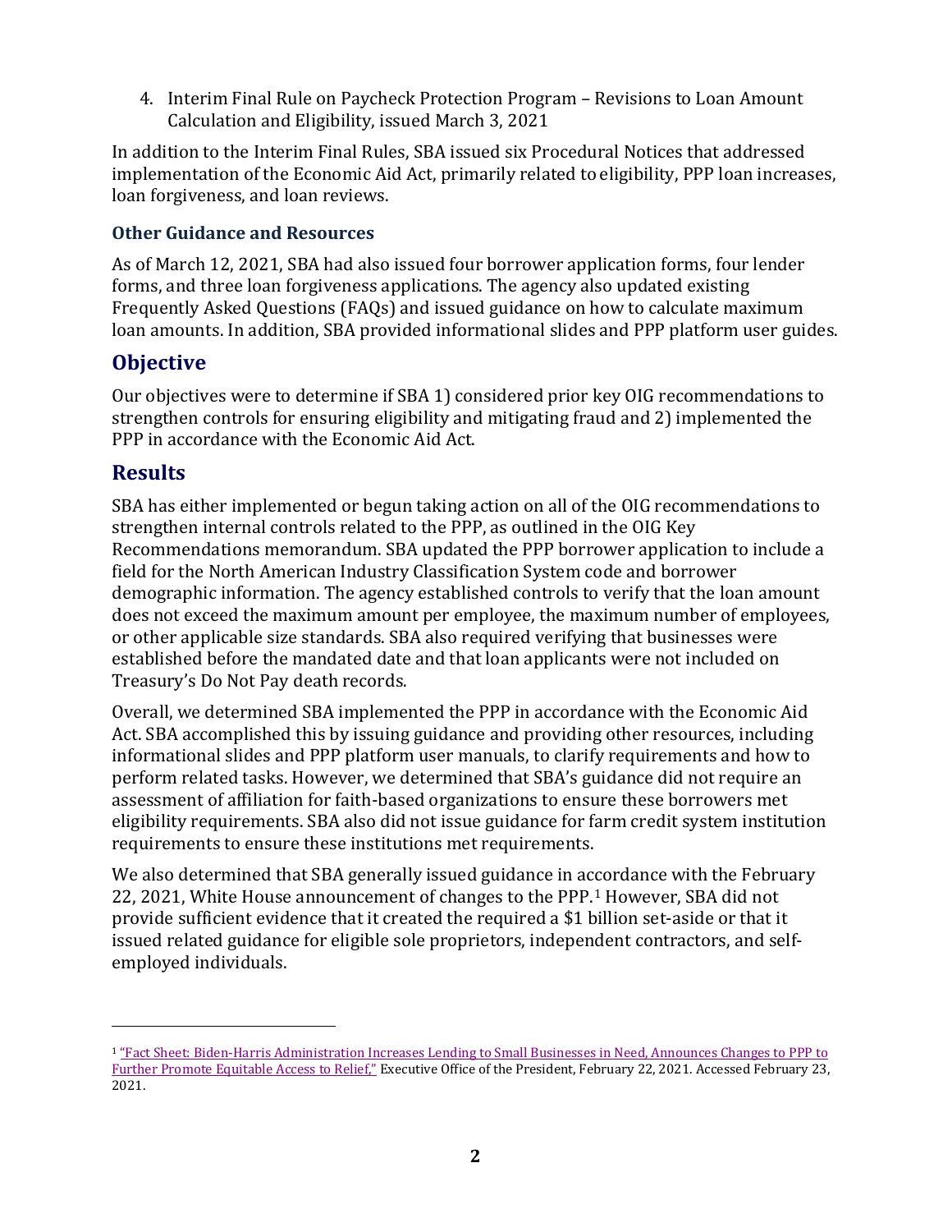4. Interim Final Rule on Paycheck Protection Program – Revisions to Loan Amount Calculation and Eligibility, issued March 3, 2021

In addition to the Interim Final Rules, SBA issued six Procedural Notices that addressed implementation of the Economic Aid Act, primarily related to eligibility, PPP loan increases, loan forgiveness, and loan reviews.

### Other Guidance and Resources

As of March 12, 2021, SBA had also issued four borrower application forms, four lender forms, and three loan forgiveness applications. The agency also updated existing Frequently Asked Questions (FAQs) and issued guidance on how to calculate maximum loan amounts. In addition, SBA provided informational slides and PPP platform user guides.

## Objective

Our objectives were to determine if SBA 1) considered prior key OIG recommendations to strengthen controls for ensuring eligibility and mitigating fraud and 2) implemented the PPP in accordance with the Economic Aid Act.

## Results

SBA has either implemented or begun taking action on all of the OIG recommendations to strengthen internal controls related to the PPP, as outlined in the OIG Key Recommendations memorandum. SBA updated the PPP borrower application to include a field for the North American Industry Classification System code and borrower demographic information. The agency established controls to verify that the loan amount does not exceed the maximum amount per employee, the maximum number of employees, or other applicable size standards. SBA also required verifying that businesses were established before the mandated date and that loan applicants were not included on Treasury's Do Not Pay death records.

Overall, we determined SBA implemented the PPP in accordance with the Economic Aid Act. SBA accomplished this by issuing guidance and providing other resources, including informational slides and PPP platform user manuals, to clarify requirements and how to perform related tasks. However, we determined that SBA's guidance did not require an assessment of affiliation for faith-based organizations to ensure these borrowers met eligibility requirements. SBA also did not issue guidance for farm credit system institution requirements to ensure these institutions met requirements.

We also determined that SBA generally issued guidance in accordance with the February 22, 2021, White House announcement of changes to the PPP.[1] However, SBA did not provide sufficient evidence that it created the required a $1 billion set-aside or that it issued related guidance for eligible sole proprietors, independent contractors, and self-employed individuals.

---

[1] "Fact Sheet: Biden-Harris Administration Increases Lending to Small Businesses in Need, Announces Changes to PPP to Further Promote Equitable Access to Relief," Executive Office of the President, February 22, 2021. Accessed February 23, 2021.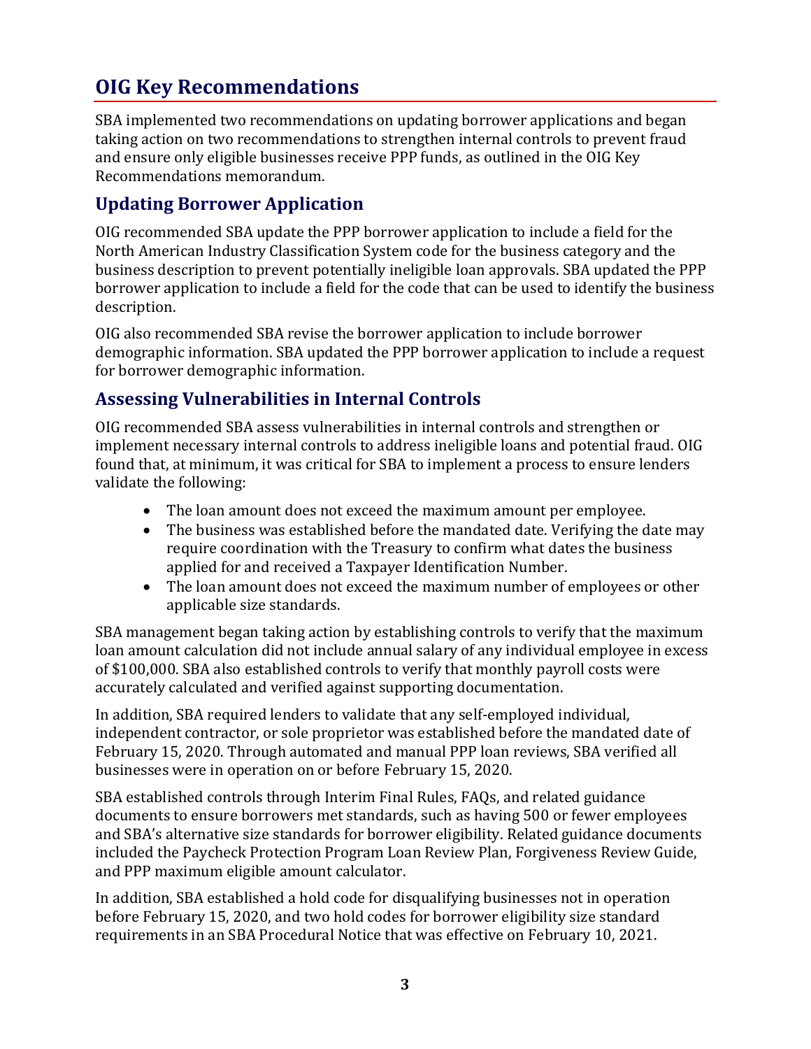## OIG Key Recommendations

SBA implemented two recommendations on updating borrower applications and began taking action on two recommendations to strengthen internal controls to prevent fraud and ensure only eligible businesses receive PPP funds, as outlined in the OIG Key Recommendations memorandum.

### Updating Borrower Application

OIG recommended SBA update the PPP borrower application to include a field for the North American Industry Classification System code for the business category and the business description to prevent potentially ineligible loan approvals. SBA updated the PPP borrower application to include a field for the code that can be used to identify the business description.

OIG also recommended SBA revise the borrower application to include borrower demographic information. SBA updated the PPP borrower application to include a request for borrower demographic information.

### Assessing Vulnerabilities in Internal Controls

OIG recommended SBA assess vulnerabilities in internal controls and strengthen or implement necessary internal controls to address ineligible loans and potential fraud. OIG found that, at minimum, it was critical for SBA to implement a process to ensure lenders validate the following:

- The loan amount does not exceed the maximum amount per employee.
- The business was established before the mandated date. Verifying the date may require coordination with the Treasury to confirm what dates the business applied for and received a Taxpayer Identification Number.
- The loan amount does not exceed the maximum number of employees or other applicable size standards.

SBA management began taking action by establishing controls to verify that the maximum loan amount calculation did not include annual salary of any individual employee in excess of $100,000. SBA also established controls to verify that monthly payroll costs were accurately calculated and verified against supporting documentation.

In addition, SBA required lenders to validate that any self-employed individual, independent contractor, or sole proprietor was established before the mandated date of February 15, 2020. Through automated and manual PPP loan reviews, SBA verified all businesses were in operation on or before February 15, 2020.

SBA established controls through Interim Final Rules, FAQs, and related guidance documents to ensure borrowers met standards, such as having 500 or fewer employees and SBA's alternative size standards for borrower eligibility. Related guidance documents included the Paycheck Protection Program Loan Review Plan, Forgiveness Review Guide, and PPP maximum eligible amount calculator.

In addition, SBA established a hold code for disqualifying businesses not in operation before February 15, 2020, and two hold codes for borrower eligibility size standard requirements in an SBA Procedural Notice that was effective on February 10, 2021.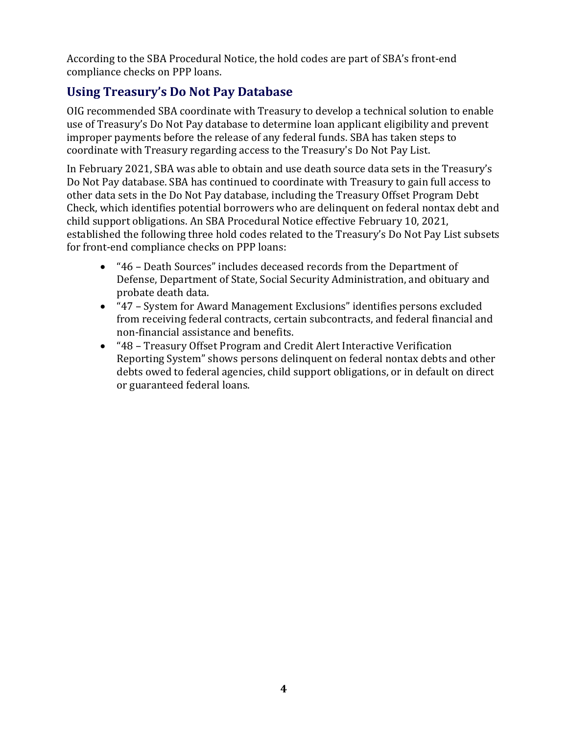According to the SBA Procedural Notice, the hold codes are part of SBA's front-end compliance checks on PPP loans.

## Using Treasury's Do Not Pay Database

OIG recommended SBA coordinate with Treasury to develop a technical solution to enable use of Treasury's Do Not Pay database to determine loan applicant eligibility and prevent improper payments before the release of any federal funds. SBA has taken steps to coordinate with Treasury regarding access to the Treasury's Do Not Pay List.

In February 2021, SBA was able to obtain and use death source data sets in the Treasury's Do Not Pay database. SBA has continued to coordinate with Treasury to gain full access to other data sets in the Do Not Pay database, including the Treasury Offset Program Debt Check, which identifies potential borrowers who are delinquent on federal nontax debt and child support obligations. An SBA Procedural Notice effective February 10, 2021, established the following three hold codes related to the Treasury's Do Not Pay List subsets for front-end compliance checks on PPP loans:

- "46 – Death Sources" includes deceased records from the Department of Defense, Department of State, Social Security Administration, and obituary and probate death data.
- "47 – System for Award Management Exclusions" identifies persons excluded from receiving federal contracts, certain subcontracts, and federal financial and non-financial assistance and benefits.
- "48 – Treasury Offset Program and Credit Alert Interactive Verification Reporting System" shows persons delinquent on federal nontax debts and other debts owed to federal agencies, child support obligations, or in default on direct or guaranteed federal loans.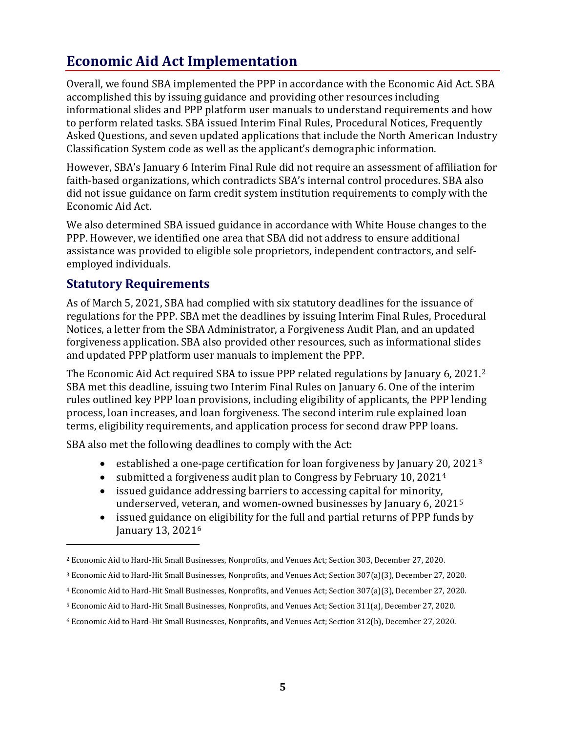## Economic Aid Act Implementation

Overall, we found SBA implemented the PPP in accordance with the Economic Aid Act. SBA accomplished this by issuing guidance and providing other resources including informational slides and PPP platform user manuals to understand requirements and how to perform related tasks. SBA issued Interim Final Rules, Procedural Notices, Frequently Asked Questions, and seven updated applications that include the North American Industry Classification System code as well as the applicant's demographic information.

However, SBA's January 6 Interim Final Rule did not require an assessment of affiliation for faith-based organizations, which contradicts SBA's internal control procedures. SBA also did not issue guidance on farm credit system institution requirements to comply with the Economic Aid Act.

We also determined SBA issued guidance in accordance with White House changes to the PPP. However, we identified one area that SBA did not address to ensure additional assistance was provided to eligible sole proprietors, independent contractors, and self-employed individuals.

### Statutory Requirements

As of March 5, 2021, SBA had complied with six statutory deadlines for the issuance of regulations for the PPP. SBA met the deadlines by issuing Interim Final Rules, Procedural Notices, a letter from the SBA Administrator, a Forgiveness Audit Plan, and an updated forgiveness application. SBA also provided other resources, such as informational slides and updated PPP platform user manuals to implement the PPP.

The Economic Aid Act required SBA to issue PPP related regulations by January 6, 2021.[2] SBA met this deadline, issuing two Interim Final Rules on January 6. One of the interim rules outlined key PPP loan provisions, including eligibility of applicants, the PPP lending process, loan increases, and loan forgiveness. The second interim rule explained loan terms, eligibility requirements, and application process for second draw PPP loans.

SBA also met the following deadlines to comply with the Act:

- established a one-page certification for loan forgiveness by January 20, 2021[3]
- submitted a forgiveness audit plan to Congress by February 10, 2021[4]
- issued guidance addressing barriers to accessing capital for minority, underserved, veteran, and women-owned businesses by January 6, 2021[5]
- issued guidance on eligibility for the full and partial returns of PPP funds by January 13, 2021[6]

---

[2] Economic Aid to Hard-Hit Small Businesses, Nonprofits, and Venues Act; Section 303, December 27, 2020.

[3] Economic Aid to Hard-Hit Small Businesses, Nonprofits, and Venues Act; Section 307(a)(3), December 27, 2020.

[4] Economic Aid to Hard-Hit Small Businesses, Nonprofits, and Venues Act; Section 307(a)(3), December 27, 2020.

[5] Economic Aid to Hard-Hit Small Businesses, Nonprofits, and Venues Act; Section 311(a), December 27, 2020.

[6] Economic Aid to Hard-Hit Small Businesses, Nonprofits, and Venues Act; Section 312(b), December 27, 2020.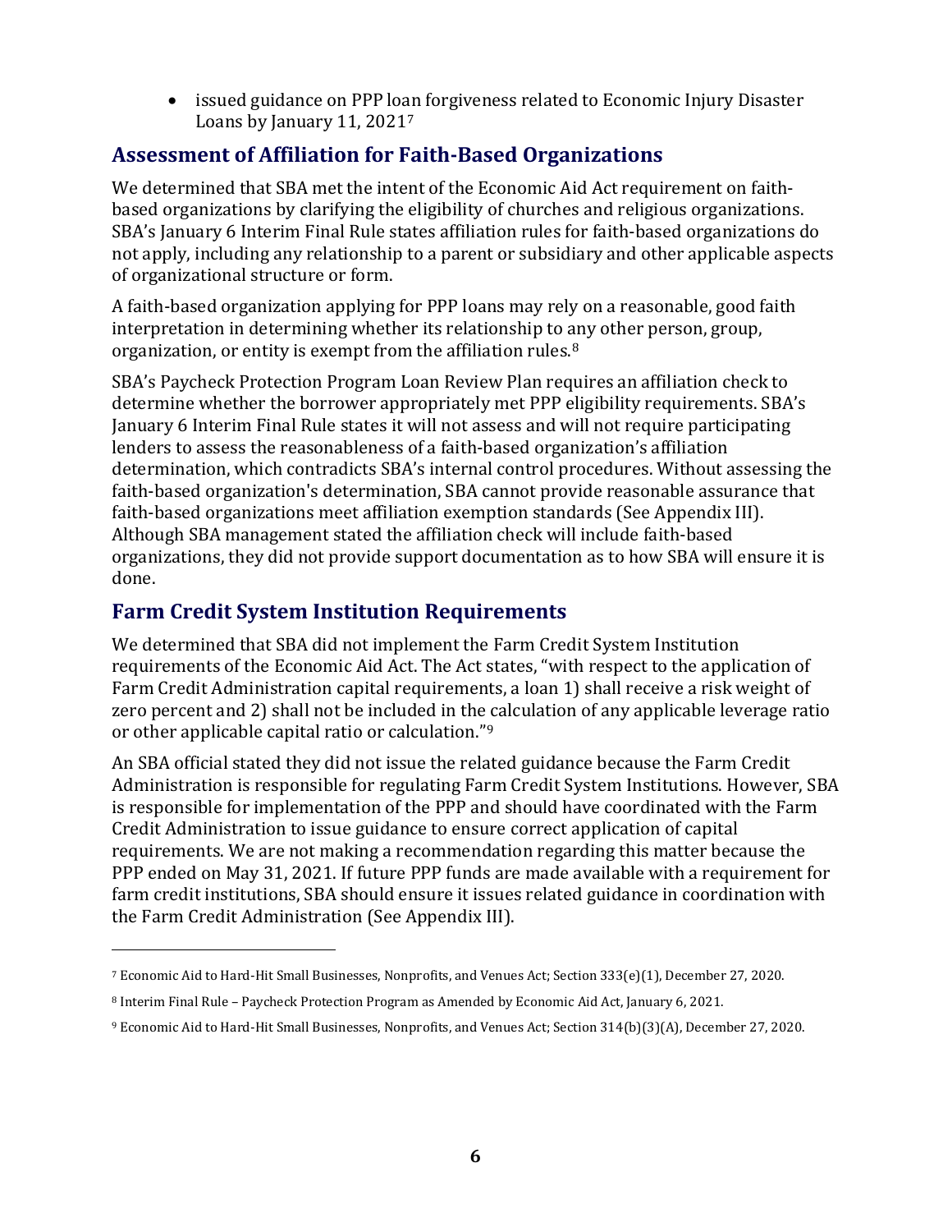- issued guidance on PPP loan forgiveness related to Economic Injury Disaster Loans by January 11, 2021[7]

## Assessment of Affiliation for Faith-Based Organizations

We determined that SBA met the intent of the Economic Aid Act requirement on faith-based organizations by clarifying the eligibility of churches and religious organizations. SBA's January 6 Interim Final Rule states affiliation rules for faith-based organizations do not apply, including any relationship to a parent or subsidiary and other applicable aspects of organizational structure or form.

A faith-based organization applying for PPP loans may rely on a reasonable, good faith interpretation in determining whether its relationship to any other person, group, organization, or entity is exempt from the affiliation rules.[8]

SBA's Paycheck Protection Program Loan Review Plan requires an affiliation check to determine whether the borrower appropriately met PPP eligibility requirements. SBA's January 6 Interim Final Rule states it will not assess and will not require participating lenders to assess the reasonableness of a faith-based organization's affiliation determination, which contradicts SBA's internal control procedures. Without assessing the faith-based organization's determination, SBA cannot provide reasonable assurance that faith-based organizations meet affiliation exemption standards (See Appendix III). Although SBA management stated the affiliation check will include faith-based organizations, they did not provide support documentation as to how SBA will ensure it is done.

## Farm Credit System Institution Requirements

We determined that SBA did not implement the Farm Credit System Institution requirements of the Economic Aid Act. The Act states, "with respect to the application of Farm Credit Administration capital requirements, a loan 1) shall receive a risk weight of zero percent and 2) shall not be included in the calculation of any applicable leverage ratio or other applicable capital ratio or calculation."[9]

An SBA official stated they did not issue the related guidance because the Farm Credit Administration is responsible for regulating Farm Credit System Institutions. However, SBA is responsible for implementation of the PPP and should have coordinated with the Farm Credit Administration to issue guidance to ensure correct application of capital requirements. We are not making a recommendation regarding this matter because the PPP ended on May 31, 2021. If future PPP funds are made available with a requirement for farm credit institutions, SBA should ensure it issues related guidance in coordination with the Farm Credit Administration (See Appendix III).

---

[7] Economic Aid to Hard-Hit Small Businesses, Nonprofits, and Venues Act; Section 333(e)(1), December 27, 2020.

[8] Interim Final Rule – Paycheck Protection Program as Amended by Economic Aid Act, January 6, 2021.

[9] Economic Aid to Hard-Hit Small Businesses, Nonprofits, and Venues Act; Section 314(b)(3)(A), December 27, 2020.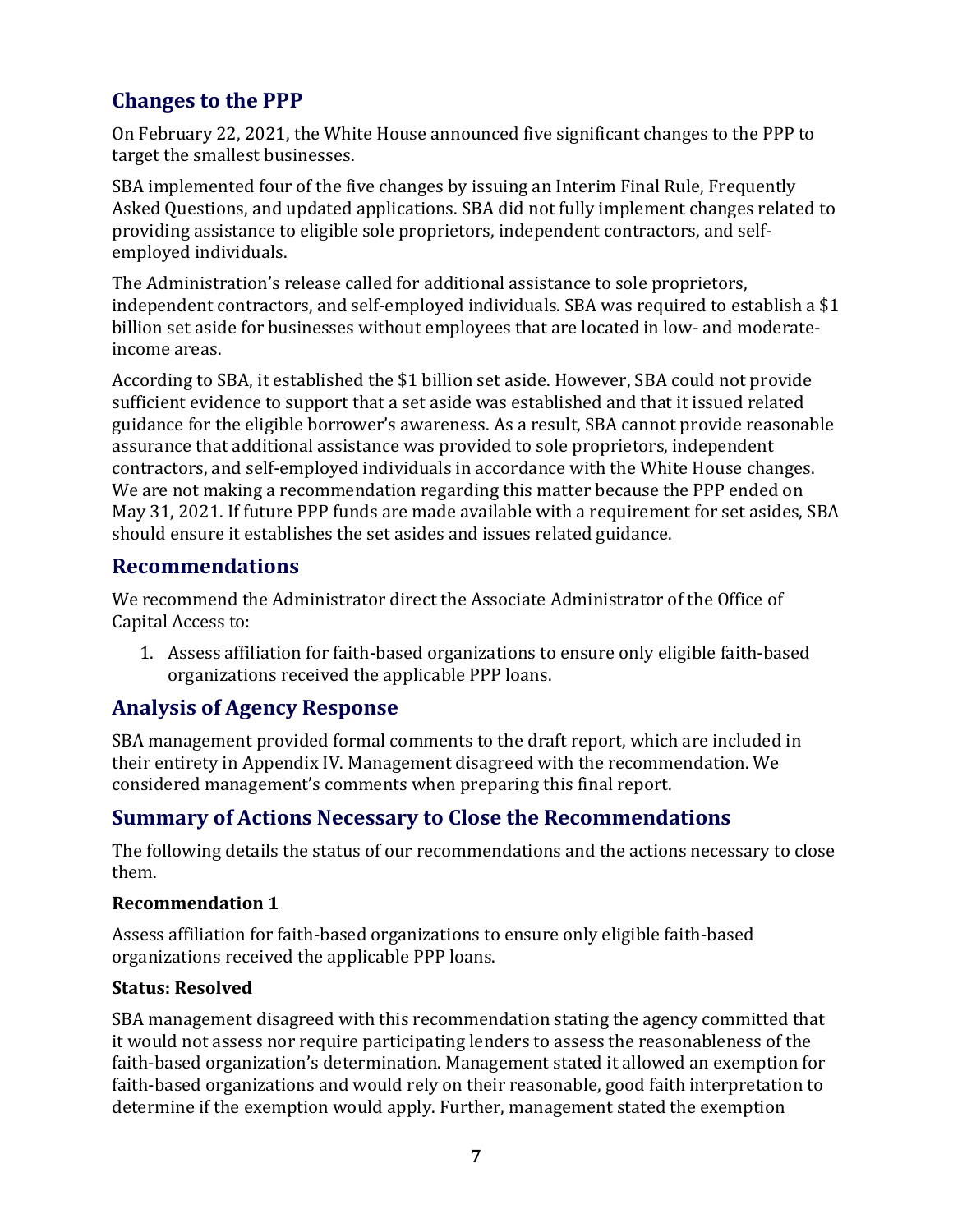## Changes to the PPP

On February 22, 2021, the White House announced five significant changes to the PPP to target the smallest businesses.

SBA implemented four of the five changes by issuing an Interim Final Rule, Frequently Asked Questions, and updated applications. SBA did not fully implement changes related to providing assistance to eligible sole proprietors, independent contractors, and self-employed individuals.

The Administration's release called for additional assistance to sole proprietors, independent contractors, and self-employed individuals. SBA was required to establish a $1 billion set aside for businesses without employees that are located in low- and moderate-income areas.

According to SBA, it established the $1 billion set aside. However, SBA could not provide sufficient evidence to support that a set aside was established and that it issued related guidance for the eligible borrower's awareness. As a result, SBA cannot provide reasonable assurance that additional assistance was provided to sole proprietors, independent contractors, and self-employed individuals in accordance with the White House changes. We are not making a recommendation regarding this matter because the PPP ended on May 31, 2021. If future PPP funds are made available with a requirement for set asides, SBA should ensure it establishes the set asides and issues related guidance.

## Recommendations

We recommend the Administrator direct the Associate Administrator of the Office of Capital Access to:

1. Assess affiliation for faith-based organizations to ensure only eligible faith-based organizations received the applicable PPP loans.

## Analysis of Agency Response

SBA management provided formal comments to the draft report, which are included in their entirety in Appendix IV. Management disagreed with the recommendation. We considered management's comments when preparing this final report.

## Summary of Actions Necessary to Close the Recommendations

The following details the status of our recommendations and the actions necessary to close them.

### Recommendation 1

Assess affiliation for faith-based organizations to ensure only eligible faith-based organizations received the applicable PPP loans.

**Status: Resolved**

SBA management disagreed with this recommendation stating the agency committed that it would not assess nor require participating lenders to assess the reasonableness of the faith-based organization's determination. Management stated it allowed an exemption for faith-based organizations and would rely on their reasonable, good faith interpretation to determine if the exemption would apply. Further, management stated the exemption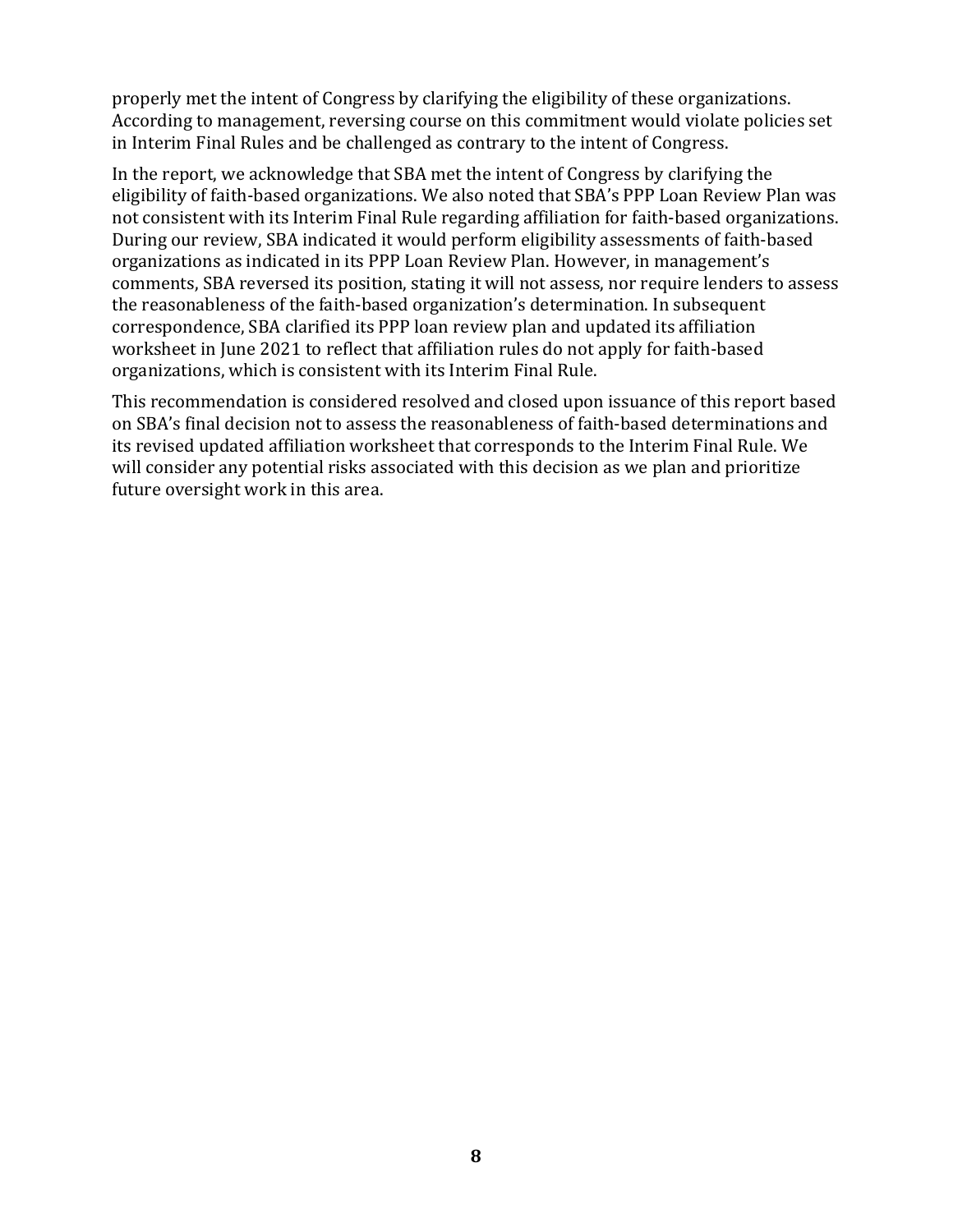properly met the intent of Congress by clarifying the eligibility of these organizations. According to management, reversing course on this commitment would violate policies set in Interim Final Rules and be challenged as contrary to the intent of Congress.

In the report, we acknowledge that SBA met the intent of Congress by clarifying the eligibility of faith-based organizations. We also noted that SBA's PPP Loan Review Plan was not consistent with its Interim Final Rule regarding affiliation for faith-based organizations. During our review, SBA indicated it would perform eligibility assessments of faith-based organizations as indicated in its PPP Loan Review Plan. However, in management's comments, SBA reversed its position, stating it will not assess, nor require lenders to assess the reasonableness of the faith-based organization's determination. In subsequent correspondence, SBA clarified its PPP loan review plan and updated its affiliation worksheet in June 2021 to reflect that affiliation rules do not apply for faith-based organizations, which is consistent with its Interim Final Rule.

This recommendation is considered resolved and closed upon issuance of this report based on SBA's final decision not to assess the reasonableness of faith-based determinations and its revised updated affiliation worksheet that corresponds to the Interim Final Rule. We will consider any potential risks associated with this decision as we plan and prioritize future oversight work in this area.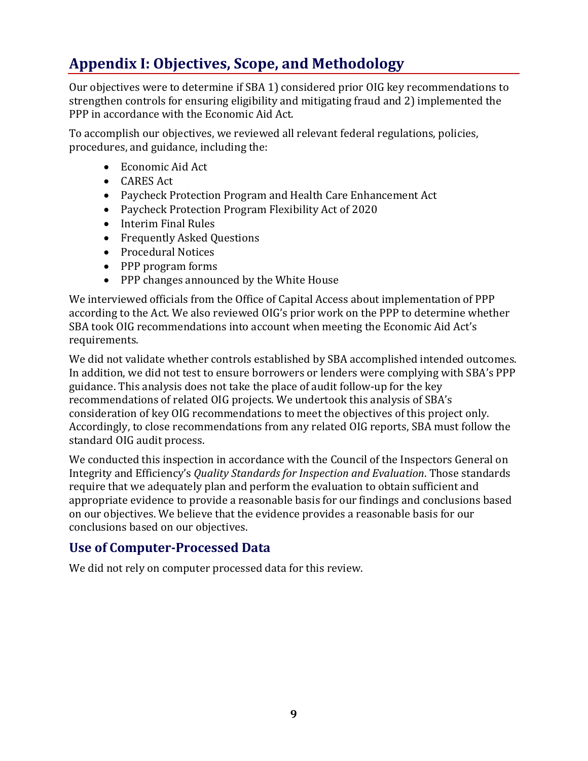# Appendix I: Objectives, Scope, and Methodology

Our objectives were to determine if SBA 1) considered prior OIG key recommendations to strengthen controls for ensuring eligibility and mitigating fraud and 2) implemented the PPP in accordance with the Economic Aid Act.

To accomplish our objectives, we reviewed all relevant federal regulations, policies, procedures, and guidance, including the:

- Economic Aid Act
- CARES Act
- Paycheck Protection Program and Health Care Enhancement Act
- Paycheck Protection Program Flexibility Act of 2020
- Interim Final Rules
- Frequently Asked Questions
- Procedural Notices
- PPP program forms
- PPP changes announced by the White House

We interviewed officials from the Office of Capital Access about implementation of PPP according to the Act. We also reviewed OIG's prior work on the PPP to determine whether SBA took OIG recommendations into account when meeting the Economic Aid Act's requirements.

We did not validate whether controls established by SBA accomplished intended outcomes. In addition, we did not test to ensure borrowers or lenders were complying with SBA's PPP guidance. This analysis does not take the place of audit follow-up for the key recommendations of related OIG projects. We undertook this analysis of SBA's consideration of key OIG recommendations to meet the objectives of this project only. Accordingly, to close recommendations from any related OIG reports, SBA must follow the standard OIG audit process.

We conducted this inspection in accordance with the Council of the Inspectors General on Integrity and Efficiency's *Quality Standards for Inspection and Evaluation*. Those standards require that we adequately plan and perform the evaluation to obtain sufficient and appropriate evidence to provide a reasonable basis for our findings and conclusions based on our objectives. We believe that the evidence provides a reasonable basis for our conclusions based on our objectives.

## Use of Computer-Processed Data

We did not rely on computer processed data for this review.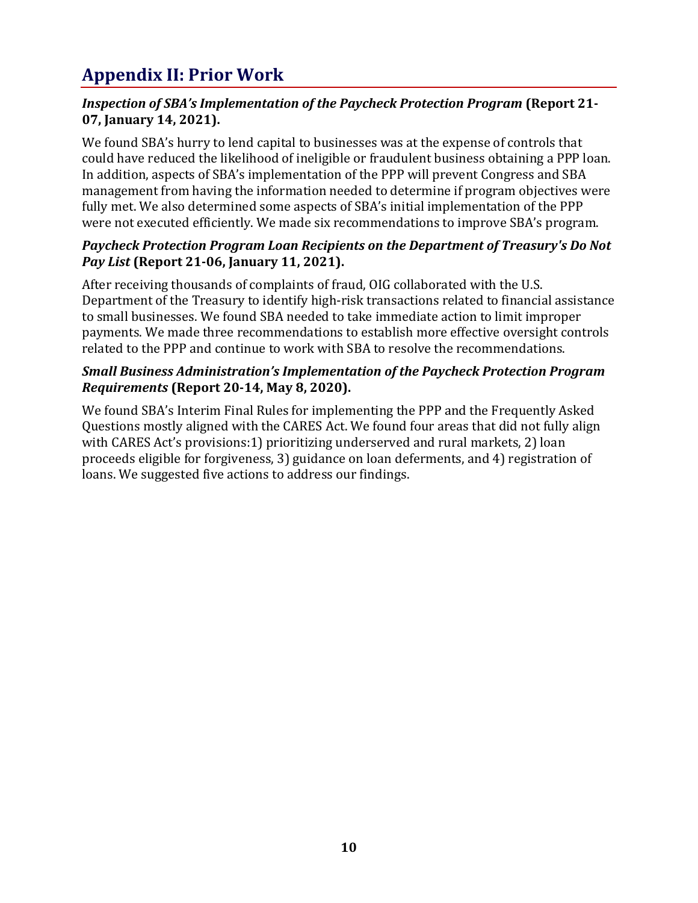# Appendix II: Prior Work

***Inspection of SBA's Implementation of the Paycheck Protection Program* (Report 21-07, January 14, 2021).**

We found SBA's hurry to lend capital to businesses was at the expense of controls that could have reduced the likelihood of ineligible or fraudulent business obtaining a PPP loan. In addition, aspects of SBA's implementation of the PPP will prevent Congress and SBA management from having the information needed to determine if program objectives were fully met. We also determined some aspects of SBA's initial implementation of the PPP were not executed efficiently. We made six recommendations to improve SBA's program.

***Paycheck Protection Program Loan Recipients on the Department of Treasury's Do Not Pay List* (Report 21-06, January 11, 2021).**

After receiving thousands of complaints of fraud, OIG collaborated with the U.S. Department of the Treasury to identify high-risk transactions related to financial assistance to small businesses. We found SBA needed to take immediate action to limit improper payments. We made three recommendations to establish more effective oversight controls related to the PPP and continue to work with SBA to resolve the recommendations.

***Small Business Administration's Implementation of the Paycheck Protection Program Requirements* (Report 20-14, May 8, 2020).**

We found SBA's Interim Final Rules for implementing the PPP and the Frequently Asked Questions mostly aligned with the CARES Act. We found four areas that did not fully align with CARES Act's provisions:1) prioritizing underserved and rural markets, 2) loan proceeds eligible for forgiveness, 3) guidance on loan deferments, and 4) registration of loans. We suggested five actions to address our findings.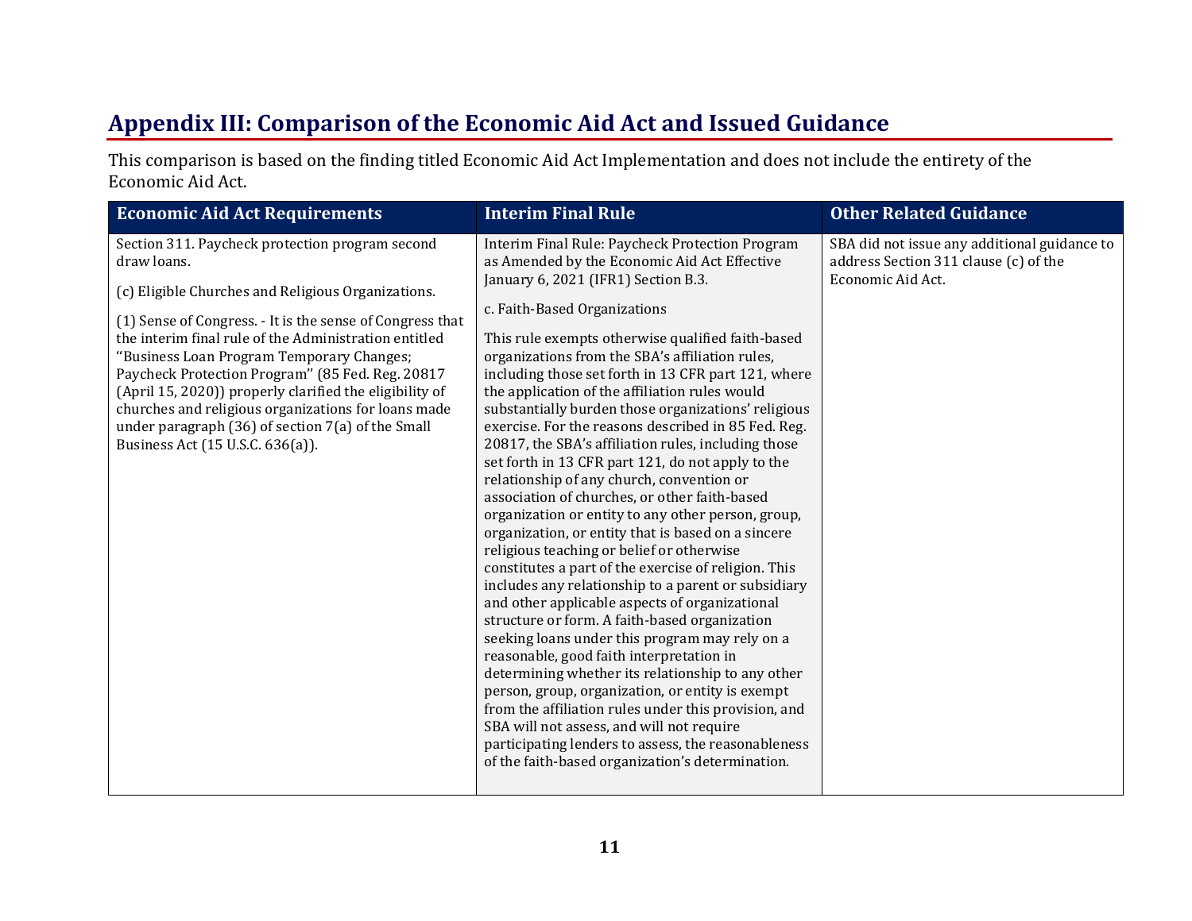## Appendix III: Comparison of the Economic Aid Act and Issued Guidance

This comparison is based on the finding titled Economic Aid Act Implementation and does not include the entirety of the Economic Aid Act.

| Economic Aid Act Requirements | Interim Final Rule | Other Related Guidance |
|---|---|---|
| Section 311. Paycheck protection program second draw loans.<br><br>(c) Eligible Churches and Religious Organizations.<br><br>(1) Sense of Congress. - It is the sense of Congress that the interim final rule of the Administration entitled ''Business Loan Program Temporary Changes; Paycheck Protection Program'' (85 Fed. Reg. 20817 (April 15, 2020)) properly clarified the eligibility of churches and religious organizations for loans made under paragraph (36) of section 7(a) of the Small Business Act (15 U.S.C. 636(a)). | Interim Final Rule: Paycheck Protection Program as Amended by the Economic Aid Act Effective January 6, 2021 (IFR1) Section B.3.<br><br>c. Faith-Based Organizations<br><br>This rule exempts otherwise qualified faith-based organizations from the SBA's affiliation rules, including those set forth in 13 CFR part 121, where the application of the affiliation rules would substantially burden those organizations' religious exercise. For the reasons described in 85 Fed. Reg. 20817, the SBA's affiliation rules, including those set forth in 13 CFR part 121, do not apply to the relationship of any church, convention or association of churches, or other faith-based organization or entity to any other person, group, organization, or entity that is based on a sincere religious teaching or belief or otherwise constitutes a part of the exercise of religion. This includes any relationship to a parent or subsidiary and other applicable aspects of organizational structure or form. A faith-based organization seeking loans under this program may rely on a reasonable, good faith interpretation in determining whether its relationship to any other person, group, organization, or entity is exempt from the affiliation rules under this provision, and SBA will not assess, and will not require participating lenders to assess, the reasonableness of the faith-based organization's determination. | SBA did not issue any additional guidance to address Section 311 clause (c) of the Economic Aid Act. |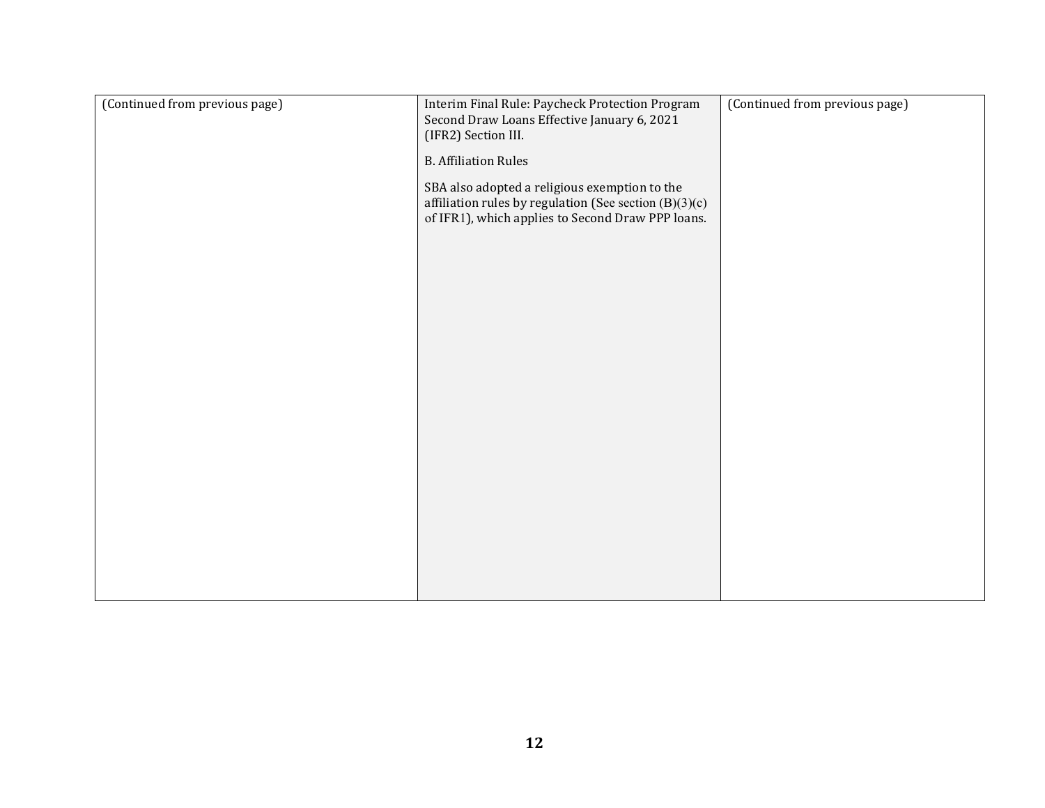| (Continued from previous page) | Interim Final Rule: Paycheck Protection Program Second Draw Loans Effective January 6, 2021 (IFR2) Section III.<br><br>B. Affiliation Rules<br><br>SBA also adopted a religious exemption to the affiliation rules by regulation (See section (B)(3)(c) of IFR1), which applies to Second Draw PPP loans. | (Continued from previous page) |
|---|---|---|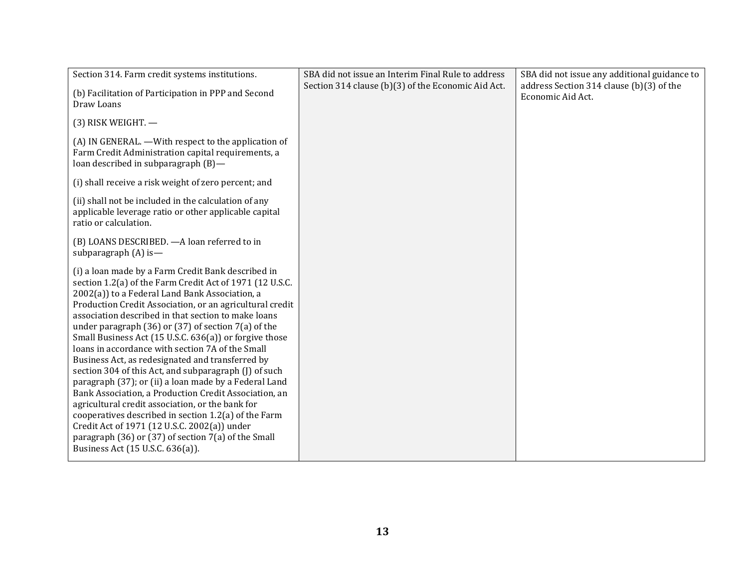| | | |
|---|---|---|
| Section 314. Farm credit systems institutions.<br><br>(b) Facilitation of Participation in PPP and Second Draw Loans<br><br>(3) RISK WEIGHT. —<br><br>(A) IN GENERAL. —With respect to the application of Farm Credit Administration capital requirements, a loan described in subparagraph (B)—<br><br>(i) shall receive a risk weight of zero percent; and<br><br>(ii) shall not be included in the calculation of any applicable leverage ratio or other applicable capital ratio or calculation.<br><br>(B) LOANS DESCRIBED. —A loan referred to in subparagraph (A) is—<br><br>(i) a loan made by a Farm Credit Bank described in section 1.2(a) of the Farm Credit Act of 1971 (12 U.S.C. 2002(a)) to a Federal Land Bank Association, a Production Credit Association, or an agricultural credit association described in that section to make loans under paragraph (36) or (37) of section 7(a) of the Small Business Act (15 U.S.C. 636(a)) or forgive those loans in accordance with section 7A of the Small Business Act, as redesignated and transferred by section 304 of this Act, and subparagraph (J) of such paragraph (37); or (ii) a loan made by a Federal Land Bank Association, a Production Credit Association, an agricultural credit association, or the bank for cooperatives described in section 1.2(a) of the Farm Credit Act of 1971 (12 U.S.C. 2002(a)) under paragraph (36) or (37) of section 7(a) of the Small Business Act (15 U.S.C. 636(a)). | SBA did not issue an Interim Final Rule to address Section 314 clause (b)(3) of the Economic Aid Act. | SBA did not issue any additional guidance to address Section 314 clause (b)(3) of the Economic Aid Act. |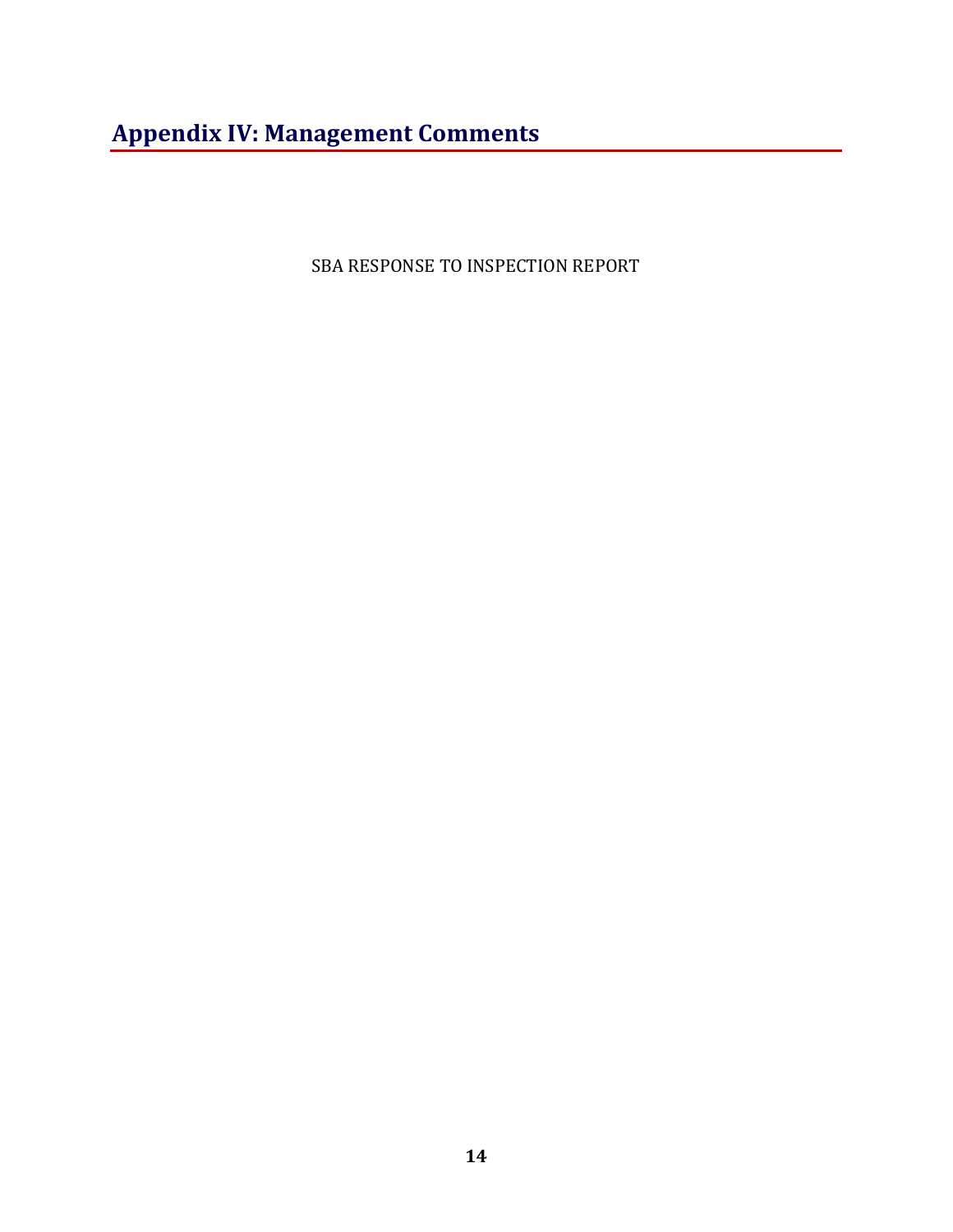# Appendix IV: Management Comments

SBA RESPONSE TO INSPECTION REPORT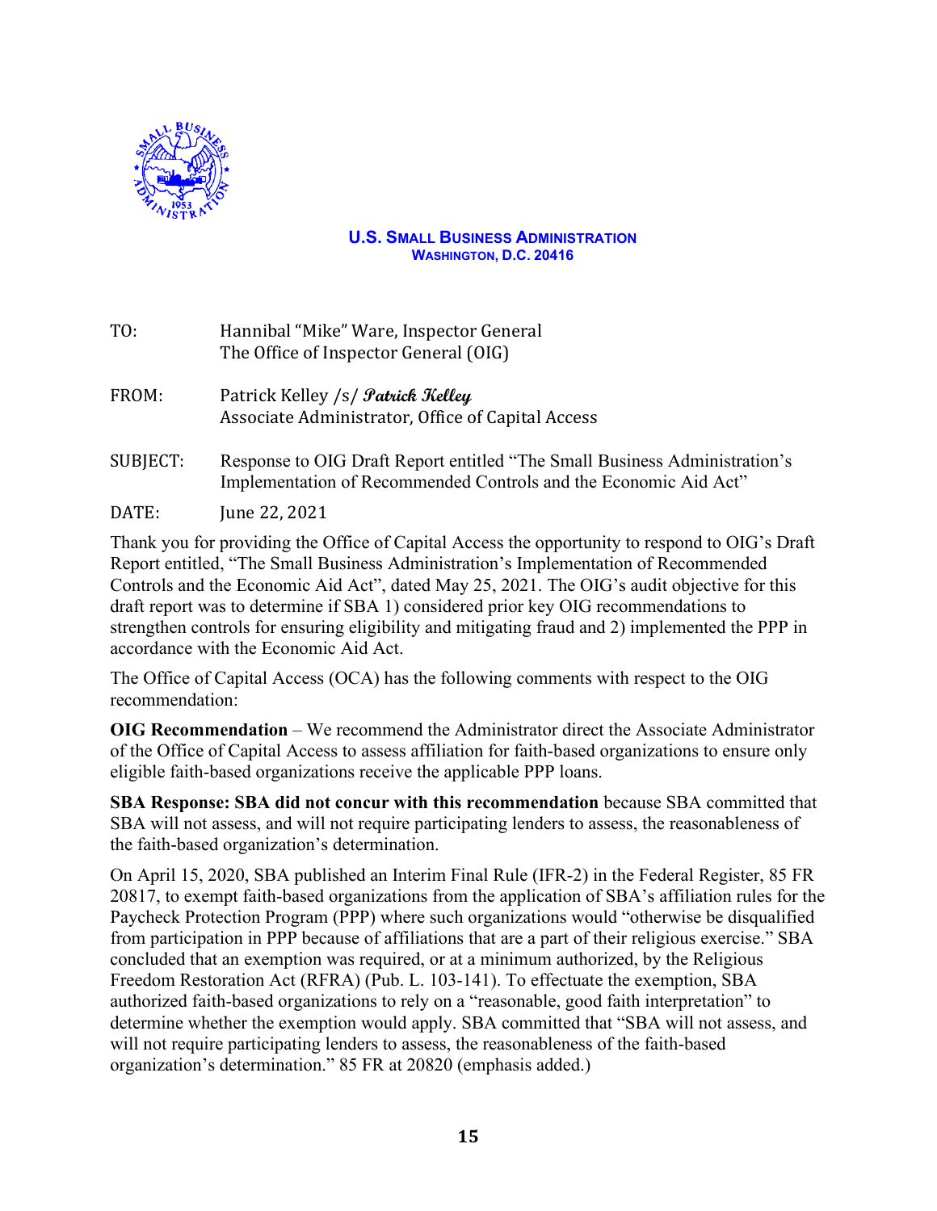**U.S. SMALL BUSINESS ADMINISTRATION**
**WASHINGTON, D.C. 20416**

| | |
|---|---|
| TO: | Hannibal "Mike" Ware, Inspector General<br>The Office of Inspector General (OIG) |
| FROM: | Patrick Kelley /s/ *Patrick Kelley*<br>Associate Administrator, Office of Capital Access |
| SUBJECT: | Response to OIG Draft Report entitled "The Small Business Administration's Implementation of Recommended Controls and the Economic Aid Act" |
| DATE: | June 22, 2021 |

Thank you for providing the Office of Capital Access the opportunity to respond to OIG's Draft Report entitled, "The Small Business Administration's Implementation of Recommended Controls and the Economic Aid Act", dated May 25, 2021. The OIG's audit objective for this draft report was to determine if SBA 1) considered prior key OIG recommendations to strengthen controls for ensuring eligibility and mitigating fraud and 2) implemented the PPP in accordance with the Economic Aid Act.

The Office of Capital Access (OCA) has the following comments with respect to the OIG recommendation:

**OIG Recommendation** – We recommend the Administrator direct the Associate Administrator of the Office of Capital Access to assess affiliation for faith-based organizations to ensure only eligible faith-based organizations receive the applicable PPP loans.

**SBA Response: SBA did not concur with this recommendation** because SBA committed that SBA will not assess, and will not require participating lenders to assess, the reasonableness of the faith-based organization's determination.

On April 15, 2020, SBA published an Interim Final Rule (IFR-2) in the Federal Register, 85 FR 20817, to exempt faith-based organizations from the application of SBA's affiliation rules for the Paycheck Protection Program (PPP) where such organizations would "otherwise be disqualified from participation in PPP because of affiliations that are a part of their religious exercise." SBA concluded that an exemption was required, or at a minimum authorized, by the Religious Freedom Restoration Act (RFRA) (Pub. L. 103-141). To effectuate the exemption, SBA authorized faith-based organizations to rely on a "reasonable, good faith interpretation" to determine whether the exemption would apply. SBA committed that "SBA will not assess, and will not require participating lenders to assess, the reasonableness of the faith-based organization's determination." 85 FR at 20820 (emphasis added.)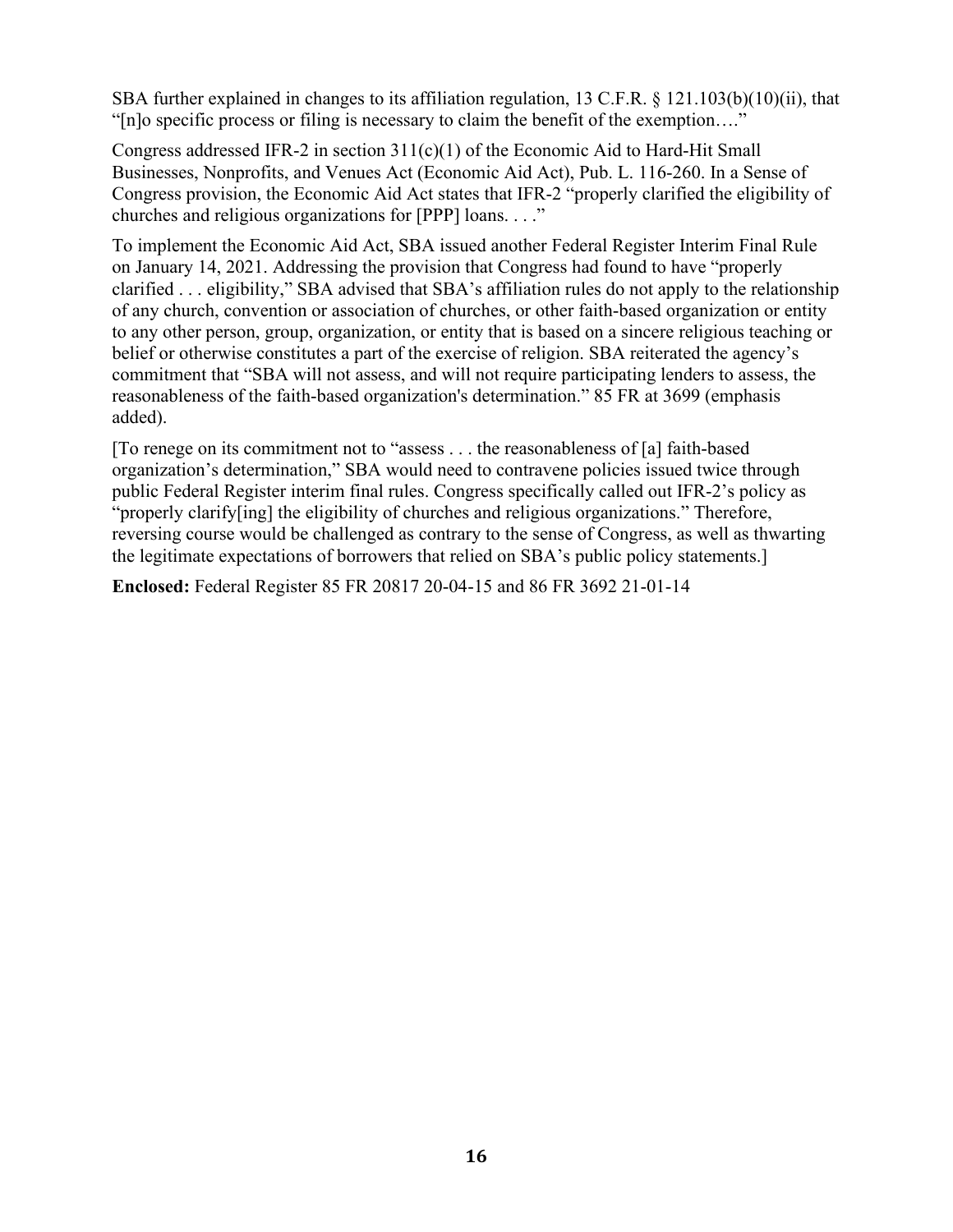SBA further explained in changes to its affiliation regulation, 13 C.F.R. § 121.103(b)(10)(ii), that "[n]o specific process or filing is necessary to claim the benefit of the exemption…."

Congress addressed IFR-2 in section 311(c)(1) of the Economic Aid to Hard-Hit Small Businesses, Nonprofits, and Venues Act (Economic Aid Act), Pub. L. 116-260. In a Sense of Congress provision, the Economic Aid Act states that IFR-2 "properly clarified the eligibility of churches and religious organizations for [PPP] loans. . . ."

To implement the Economic Aid Act, SBA issued another Federal Register Interim Final Rule on January 14, 2021. Addressing the provision that Congress had found to have "properly clarified . . . eligibility," SBA advised that SBA's affiliation rules do not apply to the relationship of any church, convention or association of churches, or other faith-based organization or entity to any other person, group, organization, or entity that is based on a sincere religious teaching or belief or otherwise constitutes a part of the exercise of religion. SBA reiterated the agency's commitment that "SBA will not assess, and will not require participating lenders to assess, the reasonableness of the faith-based organization's determination." 85 FR at 3699 (emphasis added).

[To renege on its commitment not to "assess . . . the reasonableness of [a] faith-based organization's determination," SBA would need to contravene policies issued twice through public Federal Register interim final rules. Congress specifically called out IFR-2's policy as "properly clarify[ing] the eligibility of churches and religious organizations." Therefore, reversing course would be challenged as contrary to the sense of Congress, as well as thwarting the legitimate expectations of borrowers that relied on SBA's public policy statements.]

**Enclosed:** Federal Register 85 FR 20817 20-04-15 and 86 FR 3692 21-01-14